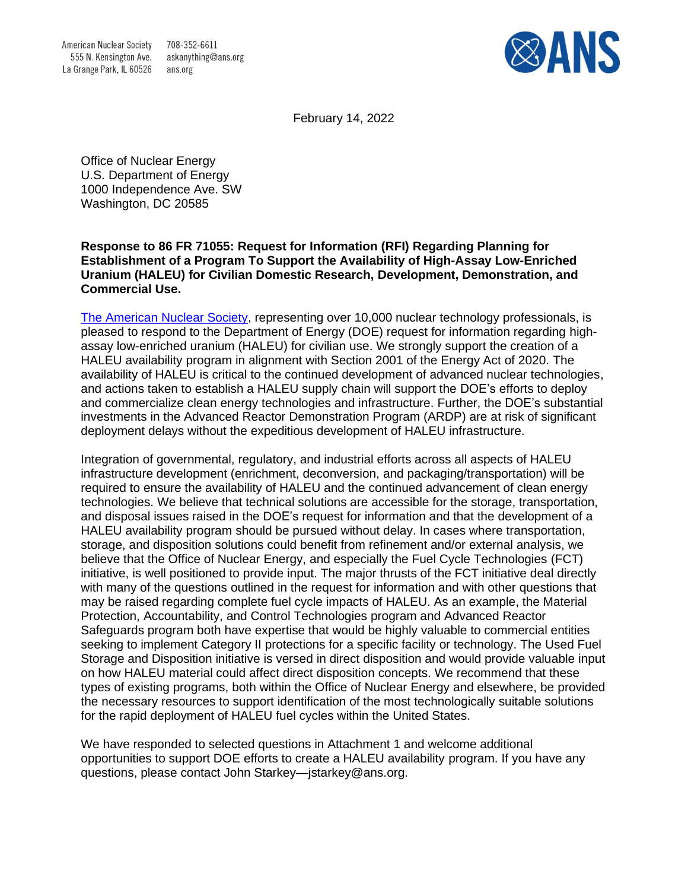American Nuclear Society
555 N. Kensington Ave.
La Grange Park, IL 60526

708-352-6611
askanything@ans.org
ans.org

ANS

February 14, 2022

Office of Nuclear Energy
U.S. Department of Energy
1000 Independence Ave. SW
Washington, DC 20585

**Response to 86 FR 71055: Request for Information (RFI) Regarding Planning for Establishment of a Program To Support the Availability of High-Assay Low-Enriched Uranium (HALEU) for Civilian Domestic Research, Development, Demonstration, and Commercial Use.**

[The American Nuclear Society](https://www.ans.org), representing over 10,000 nuclear technology professionals, is pleased to respond to the Department of Energy (DOE) request for information regarding high-assay low-enriched uranium (HALEU) for civilian use. We strongly support the creation of a HALEU availability program in alignment with Section 2001 of the Energy Act of 2020. The availability of HALEU is critical to the continued development of advanced nuclear technologies, and actions taken to establish a HALEU supply chain will support the DOE's efforts to deploy and commercialize clean energy technologies and infrastructure. Further, the DOE's substantial investments in the Advanced Reactor Demonstration Program (ARDP) are at risk of significant deployment delays without the expeditious development of HALEU infrastructure.

Integration of governmental, regulatory, and industrial efforts across all aspects of HALEU infrastructure development (enrichment, deconversion, and packaging/transportation) will be required to ensure the availability of HALEU and the continued advancement of clean energy technologies. We believe that technical solutions are accessible for the storage, transportation, and disposal issues raised in the DOE's request for information and that the development of a HALEU availability program should be pursued without delay. In cases where transportation, storage, and disposition solutions could benefit from refinement and/or external analysis, we believe that the Office of Nuclear Energy, and especially the Fuel Cycle Technologies (FCT) initiative, is well positioned to provide input. The major thrusts of the FCT initiative deal directly with many of the questions outlined in the request for information and with other questions that may be raised regarding complete fuel cycle impacts of HALEU. As an example, the Material Protection, Accountability, and Control Technologies program and Advanced Reactor Safeguards program both have expertise that would be highly valuable to commercial entities seeking to implement Category II protections for a specific facility or technology. The Used Fuel Storage and Disposition initiative is versed in direct disposition and would provide valuable input on how HALEU material could affect direct disposition concepts. We recommend that these types of existing programs, both within the Office of Nuclear Energy and elsewhere, be provided the necessary resources to support identification of the most technologically suitable solutions for the rapid deployment of HALEU fuel cycles within the United States.

We have responded to selected questions in Attachment 1 and welcome additional opportunities to support DOE efforts to create a HALEU availability program. If you have any questions, please contact John Starkey—jstarkey@ans.org.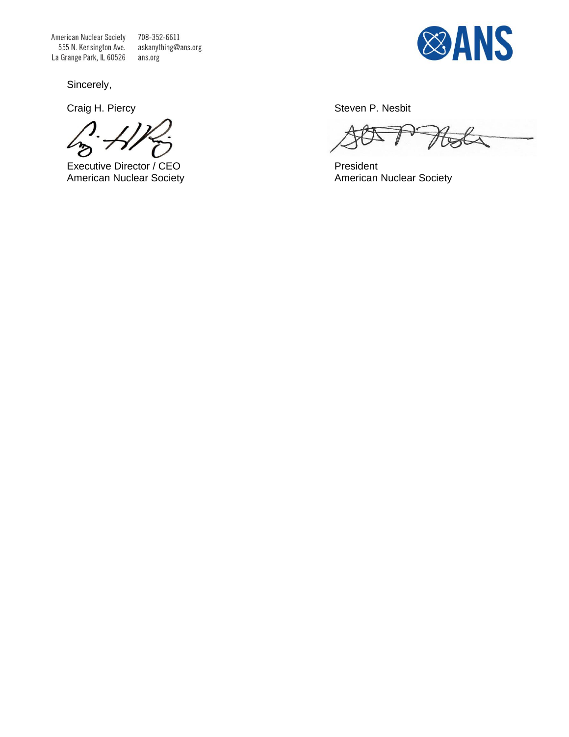Sincerely,

Craig H. Piercy

Executive Director / CEO
American Nuclear Society

Steven P. Nesbit

President
American Nuclear Society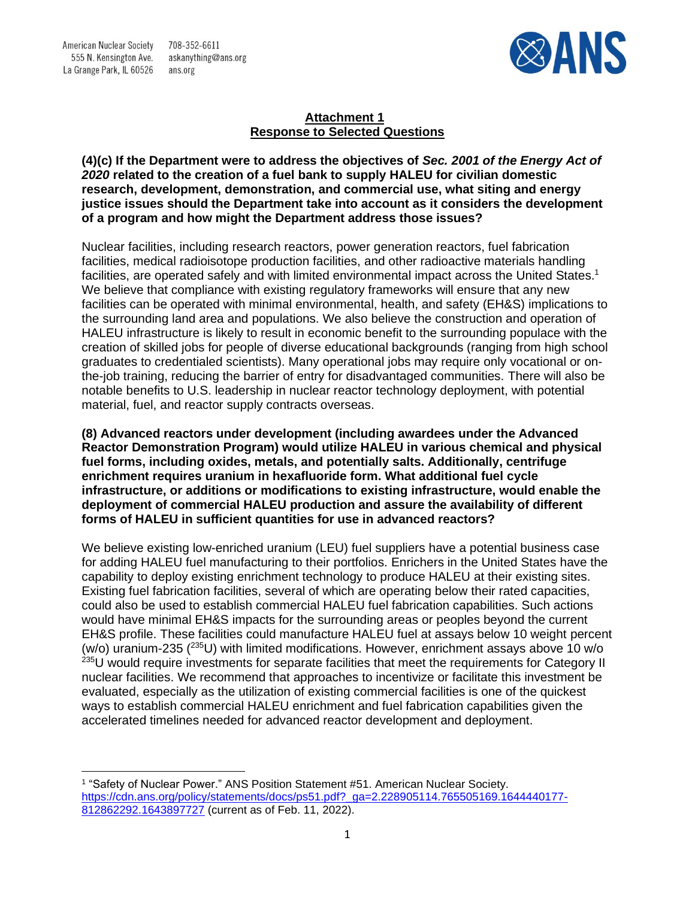**Attachment 1**
**Response to Selected Questions**

**(4)(c) If the Department were to address the objectives of *Sec. 2001 of the Energy Act of 2020* related to the creation of a fuel bank to supply HALEU for civilian domestic research, development, demonstration, and commercial use, what siting and energy justice issues should the Department take into account as it considers the development of a program and how might the Department address those issues?**

Nuclear facilities, including research reactors, power generation reactors, fuel fabrication facilities, medical radioisotope production facilities, and other radioactive materials handling facilities, are operated safely and with limited environmental impact across the United States.[1] We believe that compliance with existing regulatory frameworks will ensure that any new facilities can be operated with minimal environmental, health, and safety (EH&S) implications to the surrounding land area and populations. We also believe the construction and operation of HALEU infrastructure is likely to result in economic benefit to the surrounding populace with the creation of skilled jobs for people of diverse educational backgrounds (ranging from high school graduates to credentialed scientists). Many operational jobs may require only vocational or on-the-job training, reducing the barrier of entry for disadvantaged communities. There will also be notable benefits to U.S. leadership in nuclear reactor technology deployment, with potential material, fuel, and reactor supply contracts overseas.

**(8) Advanced reactors under development (including awardees under the Advanced Reactor Demonstration Program) would utilize HALEU in various chemical and physical fuel forms, including oxides, metals, and potentially salts. Additionally, centrifuge enrichment requires uranium in hexafluoride form. What additional fuel cycle infrastructure, or additions or modifications to existing infrastructure, would enable the deployment of commercial HALEU production and assure the availability of different forms of HALEU in sufficient quantities for use in advanced reactors?**

We believe existing low-enriched uranium (LEU) fuel suppliers have a potential business case for adding HALEU fuel manufacturing to their portfolios. Enrichers in the United States have the capability to deploy existing enrichment technology to produce HALEU at their existing sites. Existing fuel fabrication facilities, several of which are operating below their rated capacities, could also be used to establish commercial HALEU fuel fabrication capabilities. Such actions would have minimal EH&S impacts for the surrounding areas or peoples beyond the current EH&S profile. These facilities could manufacture HALEU fuel at assays below 10 weight percent (w/o) uranium-235 ($^{235}$U) with limited modifications. However, enrichment assays above 10 w/o $^{235}$U would require investments for separate facilities that meet the requirements for Category II nuclear facilities. We recommend that approaches to incentivize or facilitate this investment be evaluated, especially as the utilization of existing commercial facilities is one of the quickest ways to establish commercial HALEU enrichment and fuel fabrication capabilities given the accelerated timelines needed for advanced reactor development and deployment.

---

[1] "Safety of Nuclear Power." ANS Position Statement #51. American Nuclear Society. https://cdn.ans.org/policy/statements/docs/ps51.pdf?_ga=2.228905114.765505169.1644440177-812862292.1643897727 (current as of Feb. 11, 2022).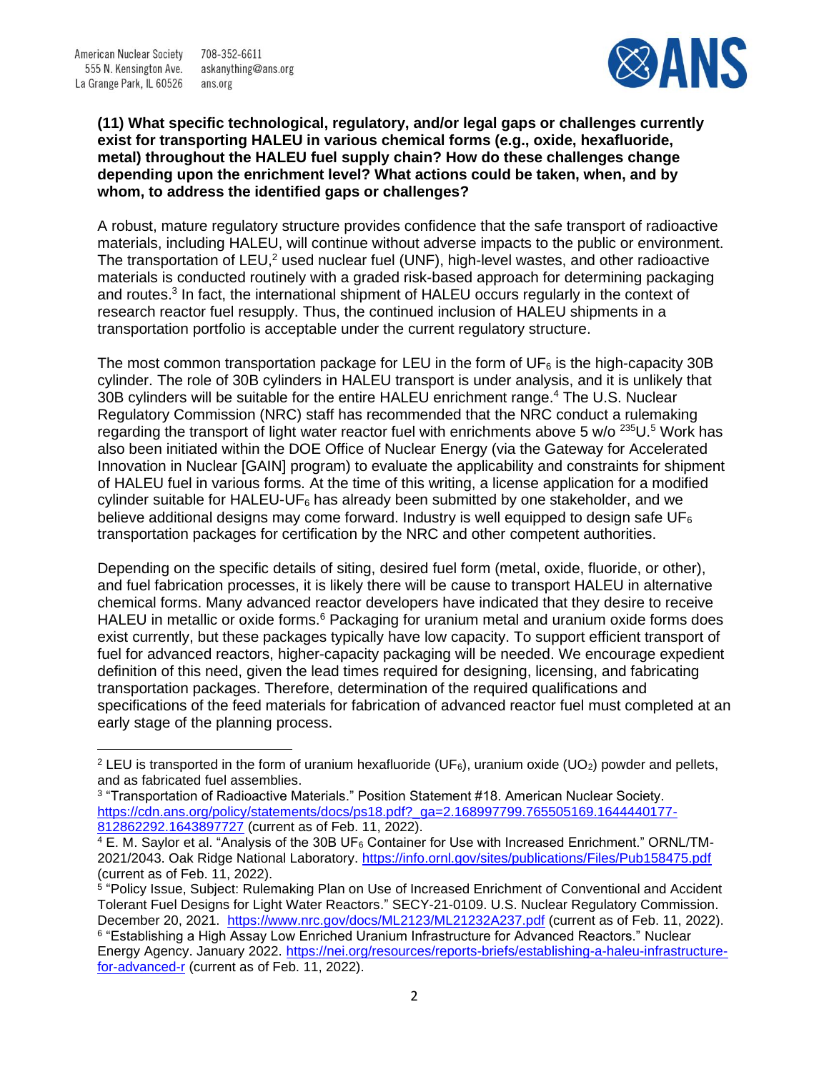**(11) What specific technological, regulatory, and/or legal gaps or challenges currently exist for transporting HALEU in various chemical forms (e.g., oxide, hexafluoride, metal) throughout the HALEU fuel supply chain? How do these challenges change depending upon the enrichment level? What actions could be taken, when, and by whom, to address the identified gaps or challenges?**

A robust, mature regulatory structure provides confidence that the safe transport of radioactive materials, including HALEU, will continue without adverse impacts to the public or environment. The transportation of LEU,[2] used nuclear fuel (UNF), high-level wastes, and other radioactive materials is conducted routinely with a graded risk-based approach for determining packaging and routes.[3] In fact, the international shipment of HALEU occurs regularly in the context of research reactor fuel resupply. Thus, the continued inclusion of HALEU shipments in a transportation portfolio is acceptable under the current regulatory structure.

The most common transportation package for LEU in the form of $UF_6$ is the high-capacity 30B cylinder. The role of 30B cylinders in HALEU transport is under analysis, and it is unlikely that 30B cylinders will be suitable for the entire HALEU enrichment range.[4] The U.S. Nuclear Regulatory Commission (NRC) staff has recommended that the NRC conduct a rulemaking regarding the transport of light water reactor fuel with enrichments above 5 w/o $^{235}U$.[5] Work has also been initiated within the DOE Office of Nuclear Energy (via the Gateway for Accelerated Innovation in Nuclear [GAIN] program) to evaluate the applicability and constraints for shipment of HALEU fuel in various forms. At the time of this writing, a license application for a modified cylinder suitable for HALEU-$UF_6$ has already been submitted by one stakeholder, and we believe additional designs may come forward. Industry is well equipped to design safe $UF_6$ transportation packages for certification by the NRC and other competent authorities.

Depending on the specific details of siting, desired fuel form (metal, oxide, fluoride, or other), and fuel fabrication processes, it is likely there will be cause to transport HALEU in alternative chemical forms. Many advanced reactor developers have indicated that they desire to receive HALEU in metallic or oxide forms.[6] Packaging for uranium metal and uranium oxide forms does exist currently, but these packages typically have low capacity. To support efficient transport of fuel for advanced reactors, higher-capacity packaging will be needed. We encourage expedient definition of this need, given the lead times required for designing, licensing, and fabricating transportation packages. Therefore, determination of the required qualifications and specifications of the feed materials for fabrication of advanced reactor fuel must completed at an early stage of the planning process.

---

[2] LEU is transported in the form of uranium hexafluoride ($UF_6$), uranium oxide ($UO_2$) powder and pellets, and as fabricated fuel assemblies.

[3] "Transportation of Radioactive Materials." Position Statement #18. American Nuclear Society. https://cdn.ans.org/policy/statements/docs/ps18.pdf?_ga=2.168997799.765505169.1644440177-812862292.1643897727 (current as of Feb. 11, 2022).

[4] E. M. Saylor et al. "Analysis of the 30B $UF_6$ Container for Use with Increased Enrichment." ORNL/TM-2021/2043. Oak Ridge National Laboratory. https://info.ornl.gov/sites/publications/Files/Pub158475.pdf (current as of Feb. 11, 2022).

[5] "Policy Issue, Subject: Rulemaking Plan on Use of Increased Enrichment of Conventional and Accident Tolerant Fuel Designs for Light Water Reactors." SECY-21-0109. U.S. Nuclear Regulatory Commission. December 20, 2021. https://www.nrc.gov/docs/ML2123/ML21232A237.pdf (current as of Feb. 11, 2022).

[6] "Establishing a High Assay Low Enriched Uranium Infrastructure for Advanced Reactors." Nuclear Energy Agency. January 2022. https://nei.org/resources/reports-briefs/establishing-a-haleu-infrastructure-for-advanced-r (current as of Feb. 11, 2022).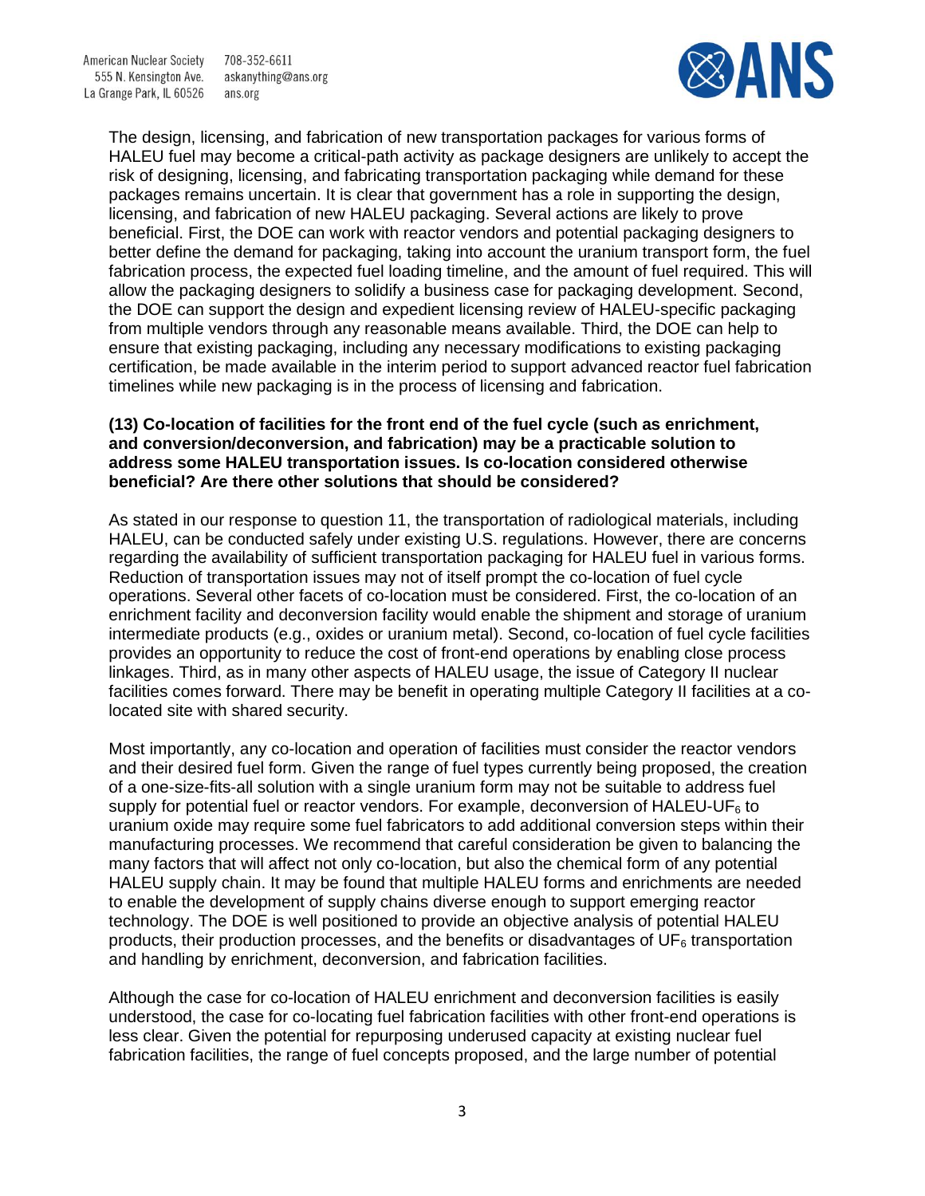The design, licensing, and fabrication of new transportation packages for various forms of HALEU fuel may become a critical-path activity as package designers are unlikely to accept the risk of designing, licensing, and fabricating transportation packaging while demand for these packages remains uncertain. It is clear that government has a role in supporting the design, licensing, and fabrication of new HALEU packaging. Several actions are likely to prove beneficial. First, the DOE can work with reactor vendors and potential packaging designers to better define the demand for packaging, taking into account the uranium transport form, the fuel fabrication process, the expected fuel loading timeline, and the amount of fuel required. This will allow the packaging designers to solidify a business case for packaging development. Second, the DOE can support the design and expedient licensing review of HALEU-specific packaging from multiple vendors through any reasonable means available. Third, the DOE can help to ensure that existing packaging, including any necessary modifications to existing packaging certification, be made available in the interim period to support advanced reactor fuel fabrication timelines while new packaging is in the process of licensing and fabrication.

**(13) Co-location of facilities for the front end of the fuel cycle (such as enrichment, and conversion/deconversion, and fabrication) may be a practicable solution to address some HALEU transportation issues. Is co-location considered otherwise beneficial? Are there other solutions that should be considered?**

As stated in our response to question 11, the transportation of radiological materials, including HALEU, can be conducted safely under existing U.S. regulations. However, there are concerns regarding the availability of sufficient transportation packaging for HALEU fuel in various forms. Reduction of transportation issues may not of itself prompt the co-location of fuel cycle operations. Several other facets of co-location must be considered. First, the co-location of an enrichment facility and deconversion facility would enable the shipment and storage of uranium intermediate products (e.g., oxides or uranium metal). Second, co-location of fuel cycle facilities provides an opportunity to reduce the cost of front-end operations by enabling close process linkages. Third, as in many other aspects of HALEU usage, the issue of Category II nuclear facilities comes forward. There may be benefit in operating multiple Category II facilities at a co-located site with shared security.

Most importantly, any co-location and operation of facilities must consider the reactor vendors and their desired fuel form. Given the range of fuel types currently being proposed, the creation of a one-size-fits-all solution with a single uranium form may not be suitable to address fuel supply for potential fuel or reactor vendors. For example, deconversion of HALEU-$UF_6$ to uranium oxide may require some fuel fabricators to add additional conversion steps within their manufacturing processes. We recommend that careful consideration be given to balancing the many factors that will affect not only co-location, but also the chemical form of any potential HALEU supply chain. It may be found that multiple HALEU forms and enrichments are needed to enable the development of supply chains diverse enough to support emerging reactor technology. The DOE is well positioned to provide an objective analysis of potential HALEU products, their production processes, and the benefits or disadvantages of $UF_6$ transportation and handling by enrichment, deconversion, and fabrication facilities.

Although the case for co-location of HALEU enrichment and deconversion facilities is easily understood, the case for co-locating fuel fabrication facilities with other front-end operations is less clear. Given the potential for repurposing underused capacity at existing nuclear fuel fabrication facilities, the range of fuel concepts proposed, and the large number of potential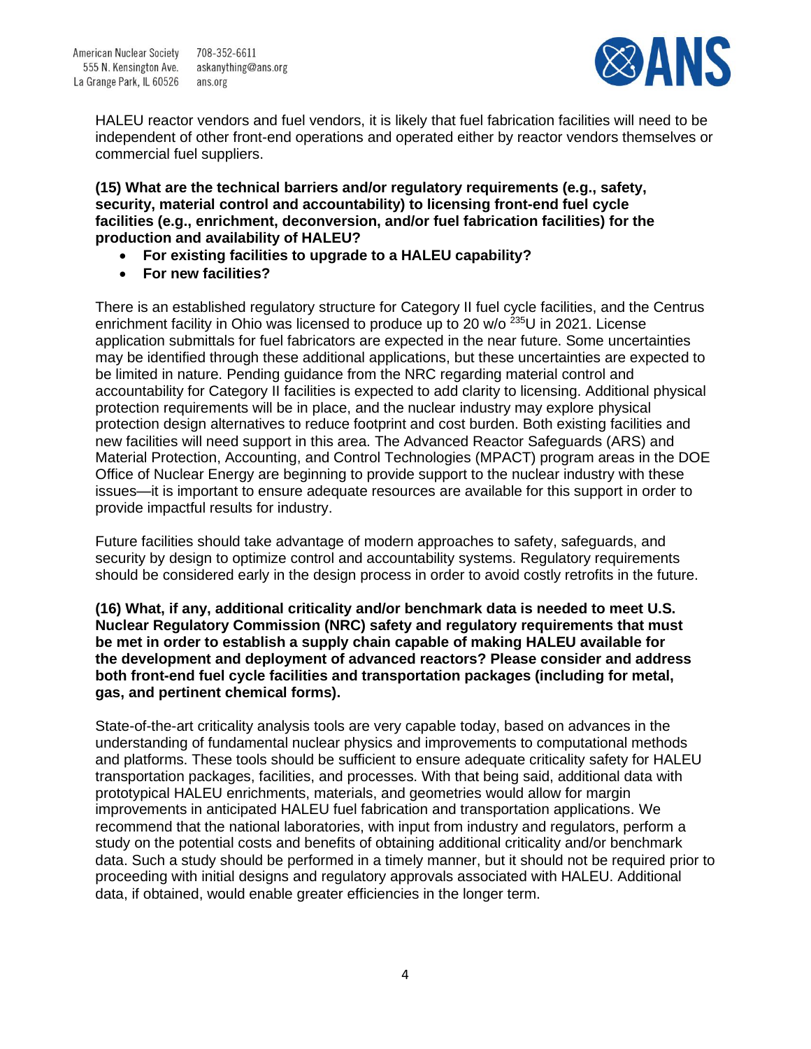HALEU reactor vendors and fuel vendors, it is likely that fuel fabrication facilities will need to be independent of other front-end operations and operated either by reactor vendors themselves or commercial fuel suppliers.

**(15) What are the technical barriers and/or regulatory requirements (e.g., safety, security, material control and accountability) to licensing front-end fuel cycle facilities (e.g., enrichment, deconversion, and/or fuel fabrication facilities) for the production and availability of HALEU?**

- **For existing facilities to upgrade to a HALEU capability?**
- **For new facilities?**

There is an established regulatory structure for Category II fuel cycle facilities, and the Centrus enrichment facility in Ohio was licensed to produce up to 20 w/o $^{235}$U in 2021. License application submittals for fuel fabricators are expected in the near future. Some uncertainties may be identified through these additional applications, but these uncertainties are expected to be limited in nature. Pending guidance from the NRC regarding material control and accountability for Category II facilities is expected to add clarity to licensing. Additional physical protection requirements will be in place, and the nuclear industry may explore physical protection design alternatives to reduce footprint and cost burden. Both existing facilities and new facilities will need support in this area. The Advanced Reactor Safeguards (ARS) and Material Protection, Accounting, and Control Technologies (MPACT) program areas in the DOE Office of Nuclear Energy are beginning to provide support to the nuclear industry with these issues—it is important to ensure adequate resources are available for this support in order to provide impactful results for industry.

Future facilities should take advantage of modern approaches to safety, safeguards, and security by design to optimize control and accountability systems. Regulatory requirements should be considered early in the design process in order to avoid costly retrofits in the future.

**(16) What, if any, additional criticality and/or benchmark data is needed to meet U.S. Nuclear Regulatory Commission (NRC) safety and regulatory requirements that must be met in order to establish a supply chain capable of making HALEU available for the development and deployment of advanced reactors? Please consider and address both front-end fuel cycle facilities and transportation packages (including for metal, gas, and pertinent chemical forms).**

State-of-the-art criticality analysis tools are very capable today, based on advances in the understanding of fundamental nuclear physics and improvements to computational methods and platforms. These tools should be sufficient to ensure adequate criticality safety for HALEU transportation packages, facilities, and processes. With that being said, additional data with prototypical HALEU enrichments, materials, and geometries would allow for margin improvements in anticipated HALEU fuel fabrication and transportation applications. We recommend that the national laboratories, with input from industry and regulators, perform a study on the potential costs and benefits of obtaining additional criticality and/or benchmark data. Such a study should be performed in a timely manner, but it should not be required prior to proceeding with initial designs and regulatory approvals associated with HALEU. Additional data, if obtained, would enable greater efficiencies in the longer term.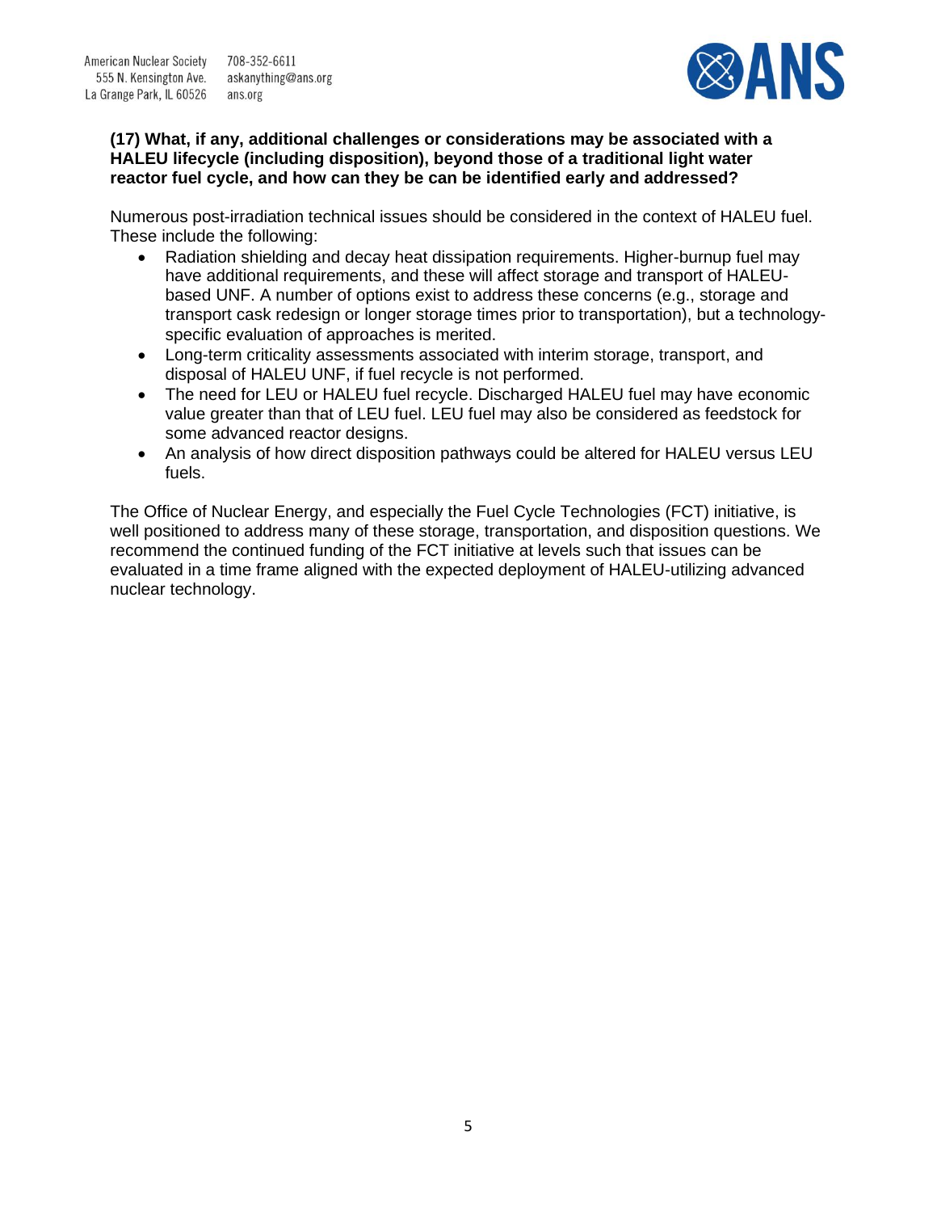**(17) What, if any, additional challenges or considerations may be associated with a HALEU lifecycle (including disposition), beyond those of a traditional light water reactor fuel cycle, and how can they be can be identified early and addressed?**

Numerous post-irradiation technical issues should be considered in the context of HALEU fuel. These include the following:

- Radiation shielding and decay heat dissipation requirements. Higher-burnup fuel may have additional requirements, and these will affect storage and transport of HALEU-based UNF. A number of options exist to address these concerns (e.g., storage and transport cask redesign or longer storage times prior to transportation), but a technology-specific evaluation of approaches is merited.
- Long-term criticality assessments associated with interim storage, transport, and disposal of HALEU UNF, if fuel recycle is not performed.
- The need for LEU or HALEU fuel recycle. Discharged HALEU fuel may have economic value greater than that of LEU fuel. LEU fuel may also be considered as feedstock for some advanced reactor designs.
- An analysis of how direct disposition pathways could be altered for HALEU versus LEU fuels.

The Office of Nuclear Energy, and especially the Fuel Cycle Technologies (FCT) initiative, is well positioned to address many of these storage, transportation, and disposition questions. We recommend the continued funding of the FCT initiative at levels such that issues can be evaluated in a time frame aligned with the expected deployment of HALEU-utilizing advanced nuclear technology.